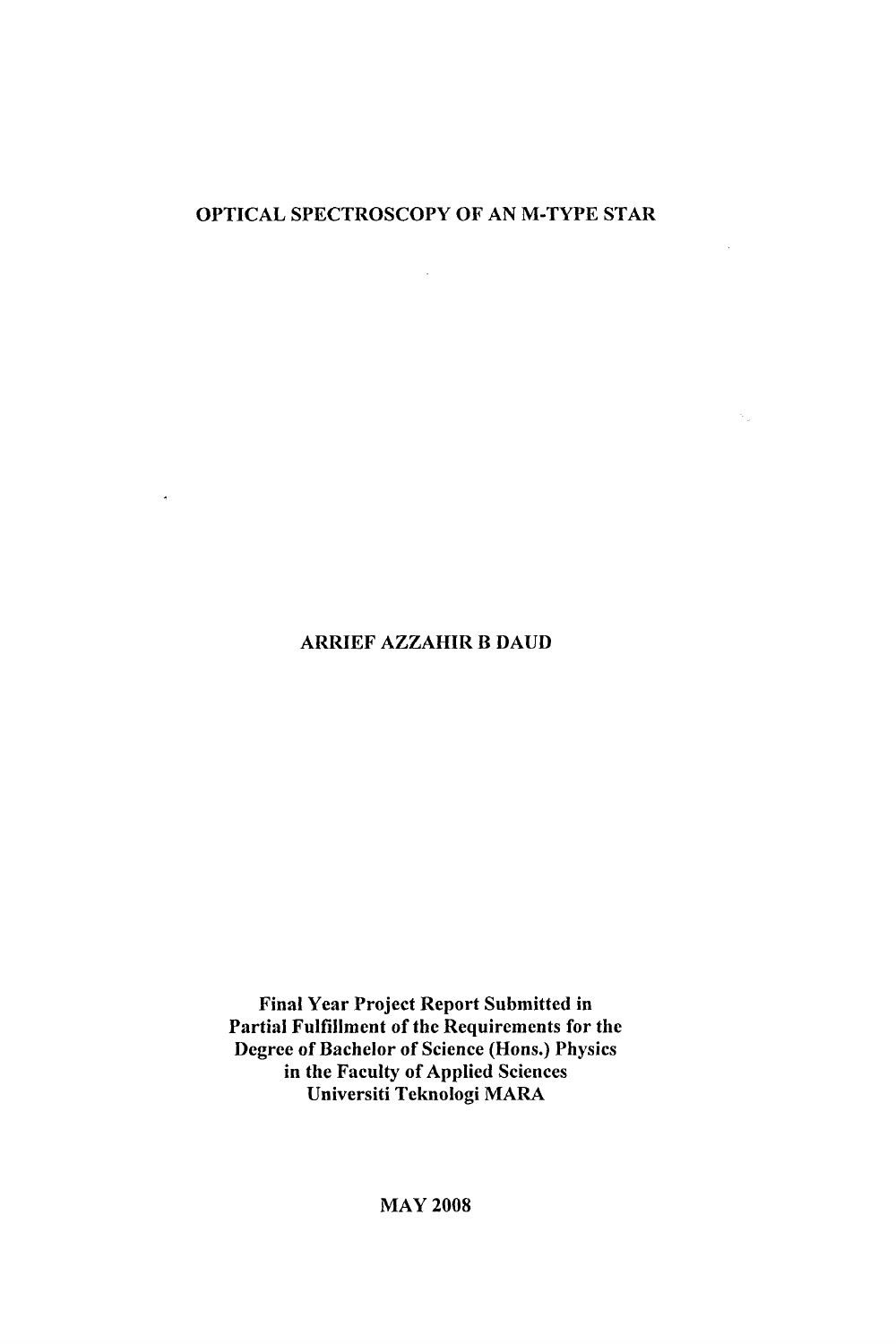# OPTICAL SPECTROSCOPY OF AN M-TYPE STAR

**ARRIEF AZZAHIR B DAUD**

**Final Year Project Report Submitted in Partial Fulfillment of the Requirements for the Degree of Bachelor of Science (Hons.) Physics in the Faculty of Applied Sciences Universiti Teknologi MARA**

**MAY 2008**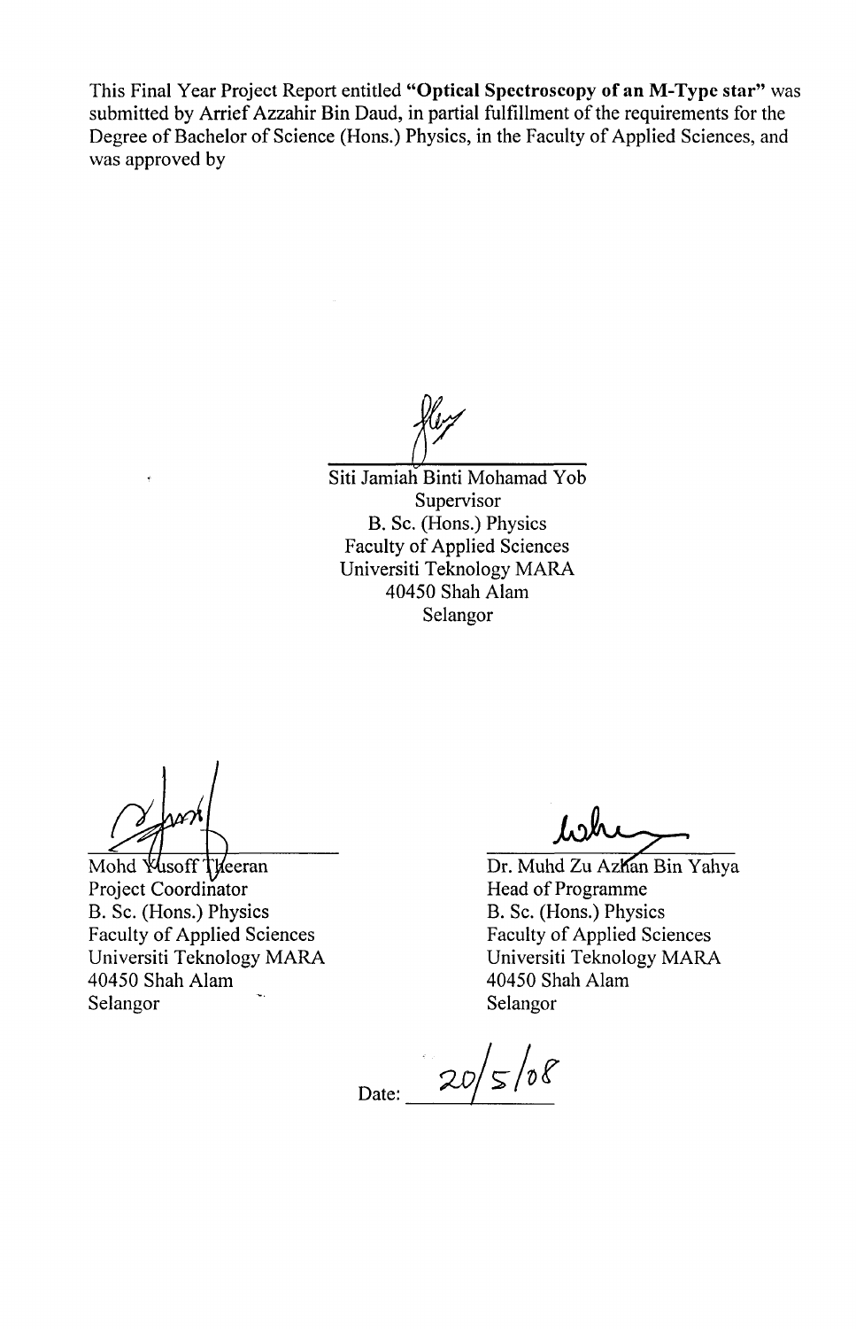This Final Year Project Report entitled **"Optical Spectroscopy of an M-Type star"** was submitted by Arrief Azzahir Bin Daud, in partial fulfillment of the requirements for the Degree of Bachelor of Science (Hons.) Physics, in the Faculty of Applied Sciences, and was approved by

Siti Jamiah Binti Mohamad Yob  
Supervisor  
B. Sc. (Hons.) Physics  
Faculty of Applied Sciences  
Universiti Teknology MARA  
40450 Shah Alam  
Selangor

Mohd Yusoff Theeran  
Project Coordinator  
B. Sc. (Hons.) Physics  
Faculty of Applied Sciences  
Universiti Teknology MARA  
40450 Shah Alam  
Selangor

Dr. Muhd Zu Azhan Bin Yahya  
Head of Programme  
B. Sc. (Hons.) Physics  
Faculty of Applied Sciences  
Universiti Teknology MARA  
40450 Shah Alam  
Selangor

Date: 20/5/08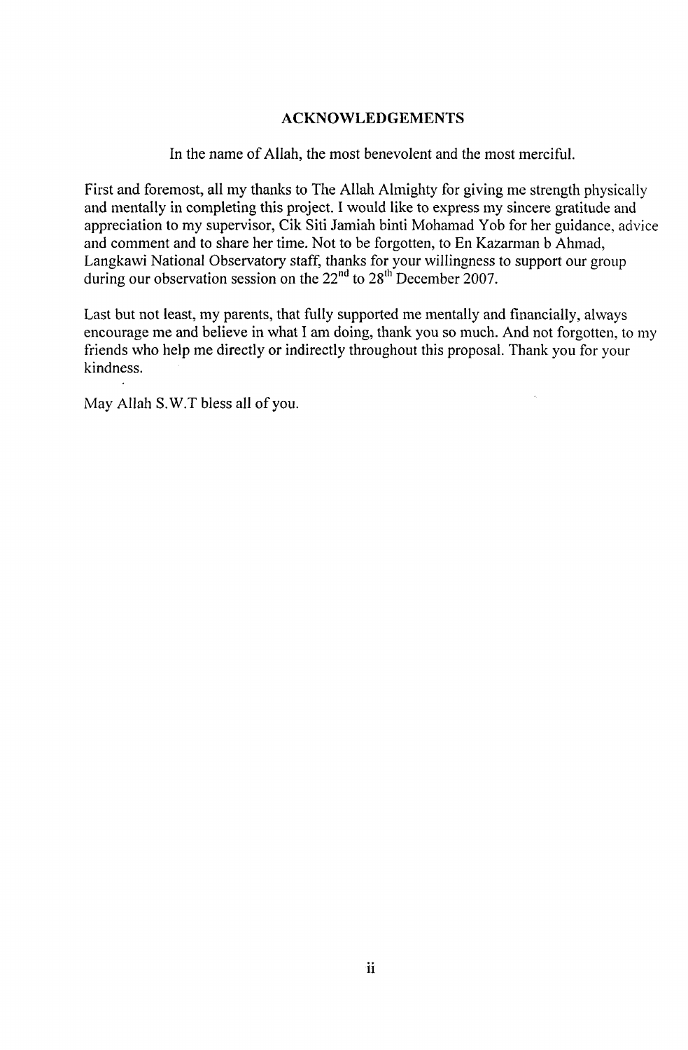## ACKNOWLEDGEMENTS

In the name of Allah, the most benevolent and the most merciful.

First and foremost, all my thanks to The Allah Almighty for giving me strength physically and mentally in completing this project. I would like to express my sincere gratitude and appreciation to my supervisor, Cik Siti Jamiah binti Mohamad Yob for her guidance, advice and comment and to share her time. Not to be forgotten, to En Kazarman b Ahmad, Langkawi National Observatory staff, thanks for your willingness to support our group during our observation session on the 22nd to 28th December 2007.

Last but not least, my parents, that fully supported me mentally and financially, always encourage me and believe in what I am doing, thank you so much. And not forgotten, to my friends who help me directly or indirectly throughout this proposal. Thank you for your kindness.

May Allah S.W.T bless all of you.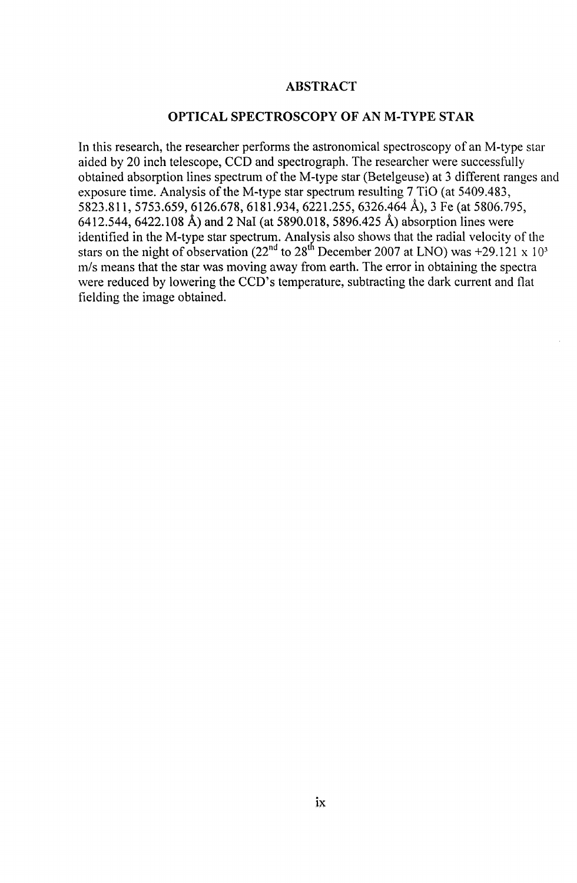# ABSTRACT

## OPTICAL SPECTROSCOPY OF AN M-TYPE STAR

In this research, the researcher performs the astronomical spectroscopy of an M-type star aided by 20 inch telescope, CCD and spectrograph. The researcher were successfully obtained absorption lines spectrum of the M-type star (Betelgeuse) at 3 different ranges and exposure time. Analysis of the M-type star spectrum resulting 7 TiO (at 5409.483, 5823.811, 5753.659, 6126.678, 6181.934, 6221.255, 6326.464 Å), 3 Fe (at 5806.795, 6412.544, 6422.108 Å) and 2 NaI (at 5890.018, 5896.425 Å) absorption lines were identified in the M-type star spectrum. Analysis also shows that the radial velocity of the stars on the night of observation (22$^{nd}$ to 28$^{th}$ December 2007 at LNO) was $+29.121 \times 10^3$ m/s means that the star was moving away from earth. The error in obtaining the spectra were reduced by lowering the CCD's temperature, subtracting the dark current and flat fielding the image obtained.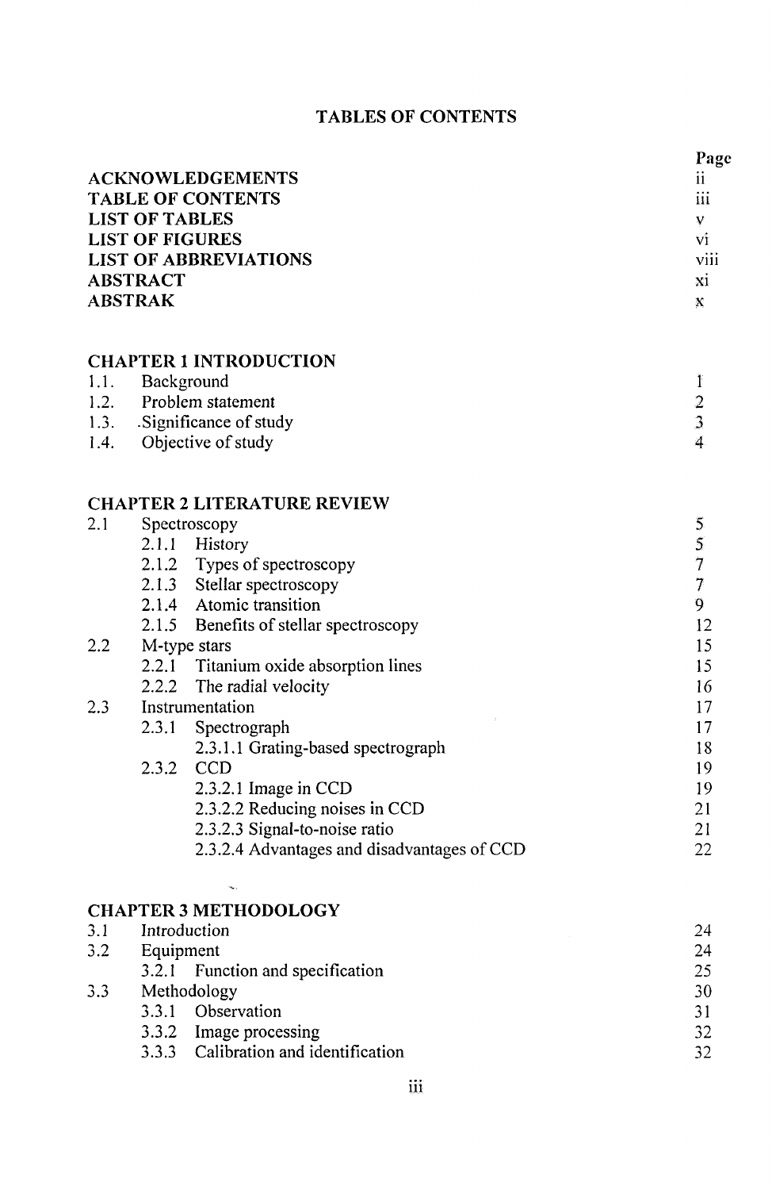# TABLES OF CONTENTS

| | Page |
|---|---|
| **ACKNOWLEDGEMENTS** | ii |
| **TABLE OF CONTENTS** | iii |
| **LIST OF TABLES** | v |
| **LIST OF FIGURES** | vi |
| **LIST OF ABBREVIATIONS** | viii |
| **ABSTRACT** | xi |
| **ABSTRAK** | x |
| | |
| **CHAPTER 1 INTRODUCTION** | |
| 1.1. Background | 1 |
| 1.2. Problem statement | 2 |
| 1.3. .Significance of study | 3 |
| 1.4. Objective of study | 4 |
| | |
| **CHAPTER 2 LITERATURE REVIEW** | |
| 2.1 Spectroscopy | 5 |
| 2.1.1 History | 5 |
| 2.1.2 Types of spectroscopy | 7 |
| 2.1.3 Stellar spectroscopy | 7 |
| 2.1.4 Atomic transition | 9 |
| 2.1.5 Benefits of stellar spectroscopy | 12 |
| 2.2 M-type stars | 15 |
| 2.2.1 Titanium oxide absorption lines | 15 |
| 2.2.2 The radial velocity | 16 |
| 2.3 Instrumentation | 17 |
| 2.3.1 Spectrograph | 17 |
| 2.3.1.1 Grating-based spectrograph | 18 |
| 2.3.2 CCD | 19 |
| 2.3.2.1 Image in CCD | 19 |
| 2.3.2.2 Reducing noises in CCD | 21 |
| 2.3.2.3 Signal-to-noise ratio | 21 |
| 2.3.2.4 Advantages and disadvantages of CCD | 22 |
| | |
| **CHAPTER 3 METHODOLOGY** | |
| 3.1 Introduction | 24 |
| 3.2 Equipment | 24 |
| 3.2.1 Function and specification | 25 |
| 3.3 Methodology | 30 |
| 3.3.1 Observation | 31 |
| 3.3.2 Image processing | 32 |
| 3.3.3 Calibration and identification | 32 |